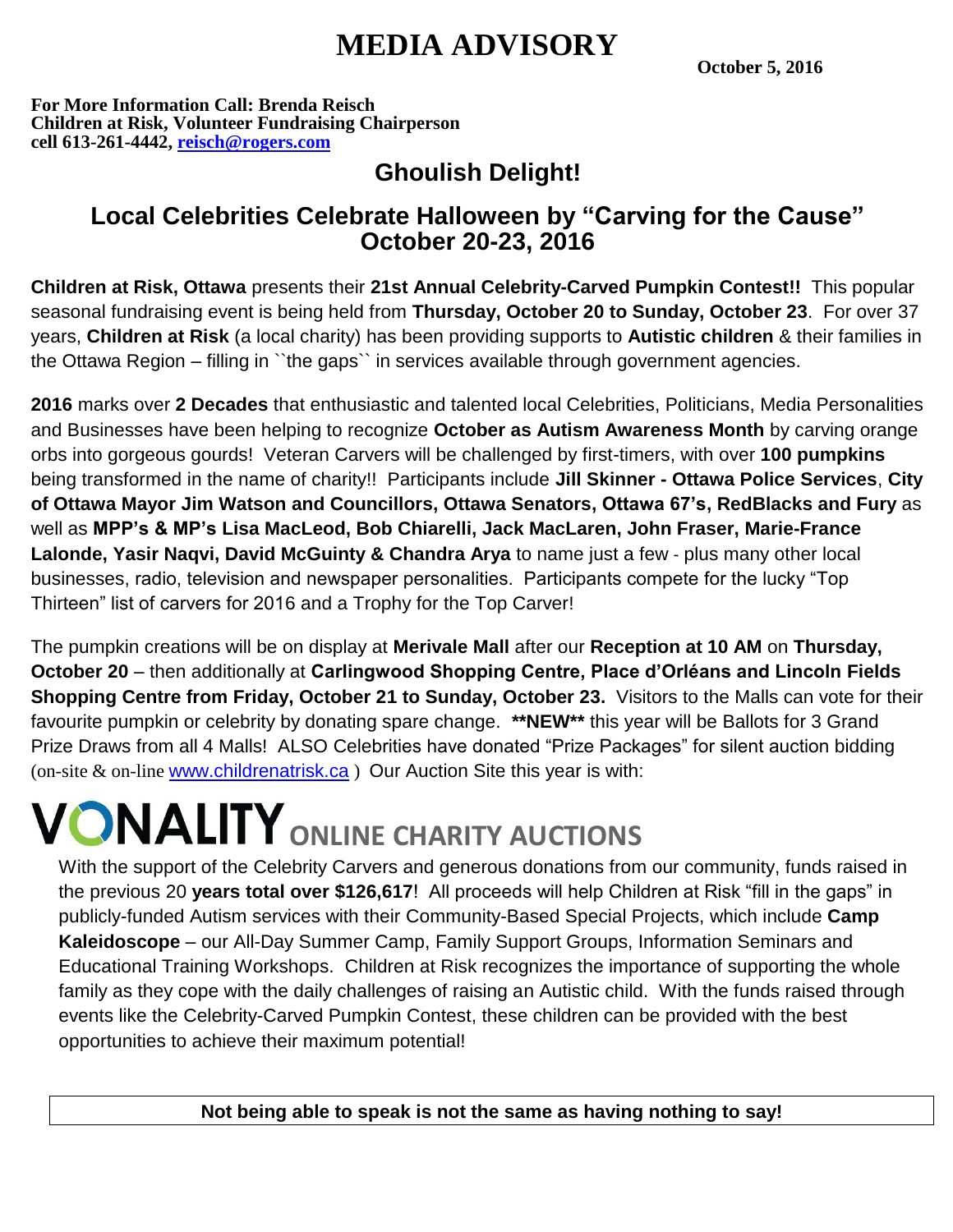# MEDIA ADVISORY

**October 5, 2016**

**For More Information Call: Brenda Reisch**
**Children at Risk, Volunteer Fundraising Chairperson**
**cell 613-261-4442, reisch@rogers.com**

## Ghoulish Delight!

## Local Celebrities Celebrate Halloween by "Carving for the Cause" October 20-23, 2016

**Children at Risk, Ottawa** presents their **21st Annual Celebrity-Carved Pumpkin Contest!!** This popular seasonal fundraising event is being held from **Thursday, October 20 to Sunday, October 23**. For over 37 years, **Children at Risk** (a local charity) has been providing supports to **Autistic children** & their families in the Ottawa Region – filling in ``the gaps`` in services available through government agencies.

**2016** marks over **2 Decades** that enthusiastic and talented local Celebrities, Politicians, Media Personalities and Businesses have been helping to recognize **October as Autism Awareness Month** by carving orange orbs into gorgeous gourds! Veteran Carvers will be challenged by first-timers, with over **100 pumpkins** being transformed in the name of charity!! Participants include **Jill Skinner - Ottawa Police Services**, **City of Ottawa Mayor Jim Watson and Councillors, Ottawa Senators, Ottawa 67's, RedBlacks and Fury** as well as **MPP's & MP's Lisa MacLeod, Bob Chiarelli, Jack MacLaren, John Fraser, Marie-France Lalonde, Yasir Naqvi, David McGuinty & Chandra Arya** to name just a few - plus many other local businesses, radio, television and newspaper personalities. Participants compete for the lucky "Top Thirteen" list of carvers for 2016 and a Trophy for the Top Carver!

The pumpkin creations will be on display at **Merivale Mall** after our **Reception at 10 AM** on **Thursday, October 20** – then additionally at **Carlingwood Shopping Centre, Place d'Orléans and Lincoln Fields Shopping Centre from Friday, October 21 to Sunday, October 23.** Visitors to the Malls can vote for their favourite pumpkin or celebrity by donating spare change. **\*\*NEW\*\*** this year will be Ballots for 3 Grand Prize Draws from all 4 Malls! ALSO Celebrities have donated "Prize Packages" for silent auction bidding (on-site & on-line www.childrenatrisk.ca ) Our Auction Site this year is with:

**VONALITY ONLINE CHARITY AUCTIONS**

With the support of the Celebrity Carvers and generous donations from our community, funds raised in the previous 20 **years total over $126,617**! All proceeds will help Children at Risk "fill in the gaps" in publicly-funded Autism services with their Community-Based Special Projects, which include **Camp Kaleidoscope** – our All-Day Summer Camp, Family Support Groups, Information Seminars and Educational Training Workshops. Children at Risk recognizes the importance of supporting the whole family as they cope with the daily challenges of raising an Autistic child. With the funds raised through events like the Celebrity-Carved Pumpkin Contest, these children can be provided with the best opportunities to achieve their maximum potential!

**Not being able to speak is not the same as having nothing to say!**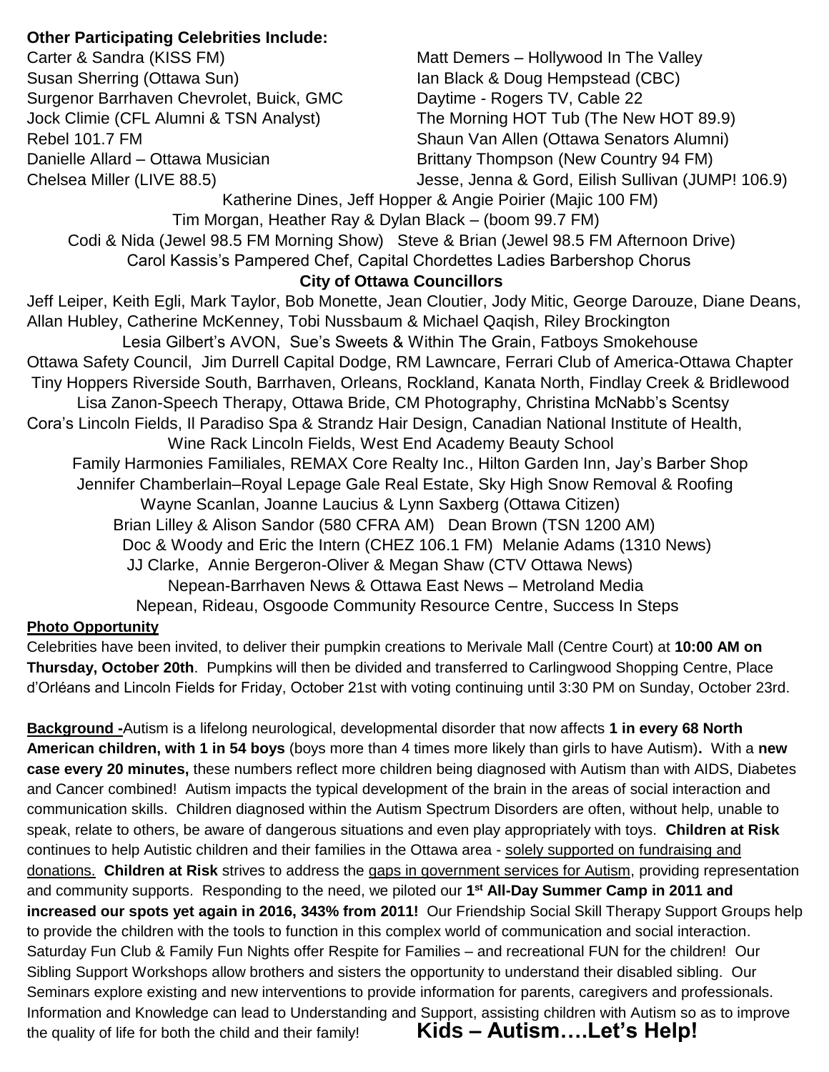**Other Participating Celebrities Include:**

Carter & Sandra (KISS FM)
Susan Sherring (Ottawa Sun)
Surgenor Barrhaven Chevrolet, Buick, GMC
Jock Climie (CFL Alumni & TSN Analyst)
Rebel 101.7 FM
Danielle Allard – Ottawa Musician
Chelsea Miller (LIVE 88.5)
Matt Demers – Hollywood In The Valley
Ian Black & Doug Hempstead (CBC)
Daytime - Rogers TV, Cable 22
The Morning HOT Tub (The New HOT 89.9)
Shaun Van Allen (Ottawa Senators Alumni)
Brittany Thompson (New Country 94 FM)
Jesse, Jenna & Gord, Eilish Sullivan (JUMP! 106.9)

Katherine Dines, Jeff Hopper & Angie Poirier (Majic 100 FM)
Tim Morgan, Heather Ray & Dylan Black – (boom 99.7 FM)
Codi & Nida (Jewel 98.5 FM Morning Show) Steve & Brian (Jewel 98.5 FM Afternoon Drive)
Carol Kassis's Pampered Chef, Capital Chordettes Ladies Barbershop Chorus

**City of Ottawa Councillors**

Jeff Leiper, Keith Egli, Mark Taylor, Bob Monette, Jean Cloutier, Jody Mitic, George Darouze, Diane Deans, Allan Hubley, Catherine McKenney, Tobi Nussbaum & Michael Qaqish, Riley Brockington
Lesia Gilbert's AVON, Sue's Sweets & Within The Grain, Fatboys Smokehouse
Ottawa Safety Council, Jim Durrell Capital Dodge, RM Lawncare, Ferrari Club of America-Ottawa Chapter
Tiny Hoppers Riverside South, Barrhaven, Orleans, Rockland, Kanata North, Findlay Creek & Bridlewood
Lisa Zanon-Speech Therapy, Ottawa Bride, CM Photography, Christina McNabb's Scentsy
Cora's Lincoln Fields, Il Paradiso Spa & Strandz Hair Design, Canadian National Institute of Health, Wine Rack Lincoln Fields, West End Academy Beauty School
Family Harmonies Familiales, REMAX Core Realty Inc., Hilton Garden Inn, Jay's Barber Shop
Jennifer Chamberlain–Royal Lepage Gale Real Estate, Sky High Snow Removal & Roofing
Wayne Scanlan, Joanne Laucius & Lynn Saxberg (Ottawa Citizen)
Brian Lilley & Alison Sandor (580 CFRA AM) Dean Brown (TSN 1200 AM)
Doc & Woody and Eric the Intern (CHEZ 106.1 FM) Melanie Adams (1310 News)
JJ Clarke, Annie Bergeron-Oliver & Megan Shaw (CTV Ottawa News)
Nepean-Barrhaven News & Ottawa East News – Metroland Media
Nepean, Rideau, Osgoode Community Resource Centre, Success In Steps

**Photo Opportunity**

Celebrities have been invited, to deliver their pumpkin creations to Merivale Mall (Centre Court) at **10:00 AM on Thursday, October 20th**. Pumpkins will then be divided and transferred to Carlingwood Shopping Centre, Place d'Orléans and Lincoln Fields for Friday, October 21st with voting continuing until 3:30 PM on Sunday, October 23rd.

**Background -**Autism is a lifelong neurological, developmental disorder that now affects **1 in every 68 North American children, with 1 in 54 boys** (boys more than 4 times more likely than girls to have Autism)**.** With a **new case every 20 minutes,** these numbers reflect more children being diagnosed with Autism than with AIDS, Diabetes and Cancer combined! Autism impacts the typical development of the brain in the areas of social interaction and communication skills. Children diagnosed within the Autism Spectrum Disorders are often, without help, unable to speak, relate to others, be aware of dangerous situations and even play appropriately with toys. **Children at Risk** continues to help Autistic children and their families in the Ottawa area - solely supported on fundraising and donations. **Children at Risk** strives to address the gaps in government services for Autism, providing representation and community supports. Responding to the need, we piloted our **1st All-Day Summer Camp in 2011 and increased our spots yet again in 2016, 343% from 2011!** Our Friendship Social Skill Therapy Support Groups help to provide the children with the tools to function in this complex world of communication and social interaction. Saturday Fun Club & Family Fun Nights offer Respite for Families – and recreational FUN for the children! Our Sibling Support Workshops allow brothers and sisters the opportunity to understand their disabled sibling. Our Seminars explore existing and new interventions to provide information for parents, caregivers and professionals. Information and Knowledge can lead to Understanding and Support, assisting children with Autism so as to improve the quality of life for both the child and their family! **Kids – Autism….Let's Help!**